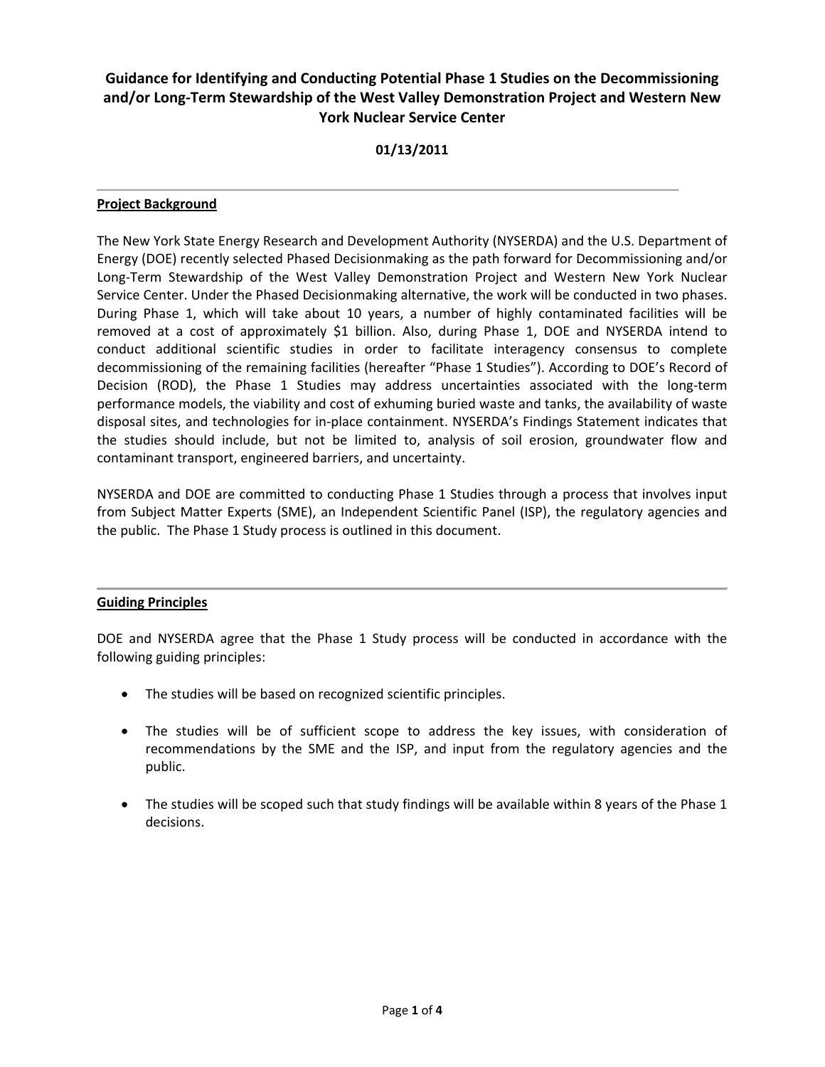# Guidance for Identifying and Conducting Potential Phase 1 Studies on the Decommissioning and/or Long-Term Stewardship of the West Valley Demonstration Project and Western New York Nuclear Service Center

**01/13/2011**

## Project Background

The New York State Energy Research and Development Authority (NYSERDA) and the U.S. Department of Energy (DOE) recently selected Phased Decisionmaking as the path forward for Decommissioning and/or Long-Term Stewardship of the West Valley Demonstration Project and Western New York Nuclear Service Center. Under the Phased Decisionmaking alternative, the work will be conducted in two phases. During Phase 1, which will take about 10 years, a number of highly contaminated facilities will be removed at a cost of approximately $1 billion. Also, during Phase 1, DOE and NYSERDA intend to conduct additional scientific studies in order to facilitate interagency consensus to complete decommissioning of the remaining facilities (hereafter "Phase 1 Studies"). According to DOE's Record of Decision (ROD), the Phase 1 Studies may address uncertainties associated with the long-term performance models, the viability and cost of exhuming buried waste and tanks, the availability of waste disposal sites, and technologies for in-place containment. NYSERDA's Findings Statement indicates that the studies should include, but not be limited to, analysis of soil erosion, groundwater flow and contaminant transport, engineered barriers, and uncertainty.

NYSERDA and DOE are committed to conducting Phase 1 Studies through a process that involves input from Subject Matter Experts (SME), an Independent Scientific Panel (ISP), the regulatory agencies and the public. The Phase 1 Study process is outlined in this document.

## Guiding Principles

DOE and NYSERDA agree that the Phase 1 Study process will be conducted in accordance with the following guiding principles:

- The studies will be based on recognized scientific principles.
- The studies will be of sufficient scope to address the key issues, with consideration of recommendations by the SME and the ISP, and input from the regulatory agencies and the public.
- The studies will be scoped such that study findings will be available within 8 years of the Phase 1 decisions.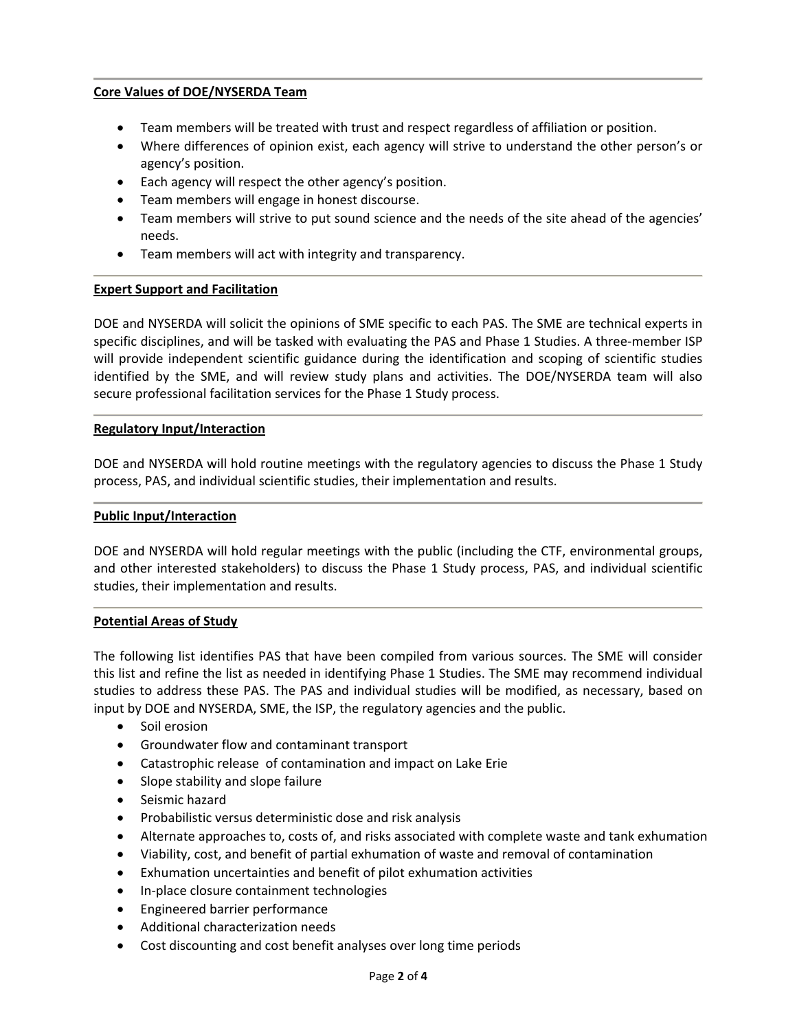**Core Values of DOE/NYSERDA Team**

- Team members will be treated with trust and respect regardless of affiliation or position.
- Where differences of opinion exist, each agency will strive to understand the other person's or agency's position.
- Each agency will respect the other agency's position.
- Team members will engage in honest discourse.
- Team members will strive to put sound science and the needs of the site ahead of the agencies' needs.
- Team members will act with integrity and transparency.

**Expert Support and Facilitation**

DOE and NYSERDA will solicit the opinions of SME specific to each PAS. The SME are technical experts in specific disciplines, and will be tasked with evaluating the PAS and Phase 1 Studies. A three-member ISP will provide independent scientific guidance during the identification and scoping of scientific studies identified by the SME, and will review study plans and activities. The DOE/NYSERDA team will also secure professional facilitation services for the Phase 1 Study process.

**Regulatory Input/Interaction**

DOE and NYSERDA will hold routine meetings with the regulatory agencies to discuss the Phase 1 Study process, PAS, and individual scientific studies, their implementation and results.

**Public Input/Interaction**

DOE and NYSERDA will hold regular meetings with the public (including the CTF, environmental groups, and other interested stakeholders) to discuss the Phase 1 Study process, PAS, and individual scientific studies, their implementation and results.

**Potential Areas of Study**

The following list identifies PAS that have been compiled from various sources. The SME will consider this list and refine the list as needed in identifying Phase 1 Studies. The SME may recommend individual studies to address these PAS. The PAS and individual studies will be modified, as necessary, based on input by DOE and NYSERDA, SME, the ISP, the regulatory agencies and the public.

- Soil erosion
- Groundwater flow and contaminant transport
- Catastrophic release of contamination and impact on Lake Erie
- Slope stability and slope failure
- Seismic hazard
- Probabilistic versus deterministic dose and risk analysis
- Alternate approaches to, costs of, and risks associated with complete waste and tank exhumation
- Viability, cost, and benefit of partial exhumation of waste and removal of contamination
- Exhumation uncertainties and benefit of pilot exhumation activities
- In-place closure containment technologies
- Engineered barrier performance
- Additional characterization needs
- Cost discounting and cost benefit analyses over long time periods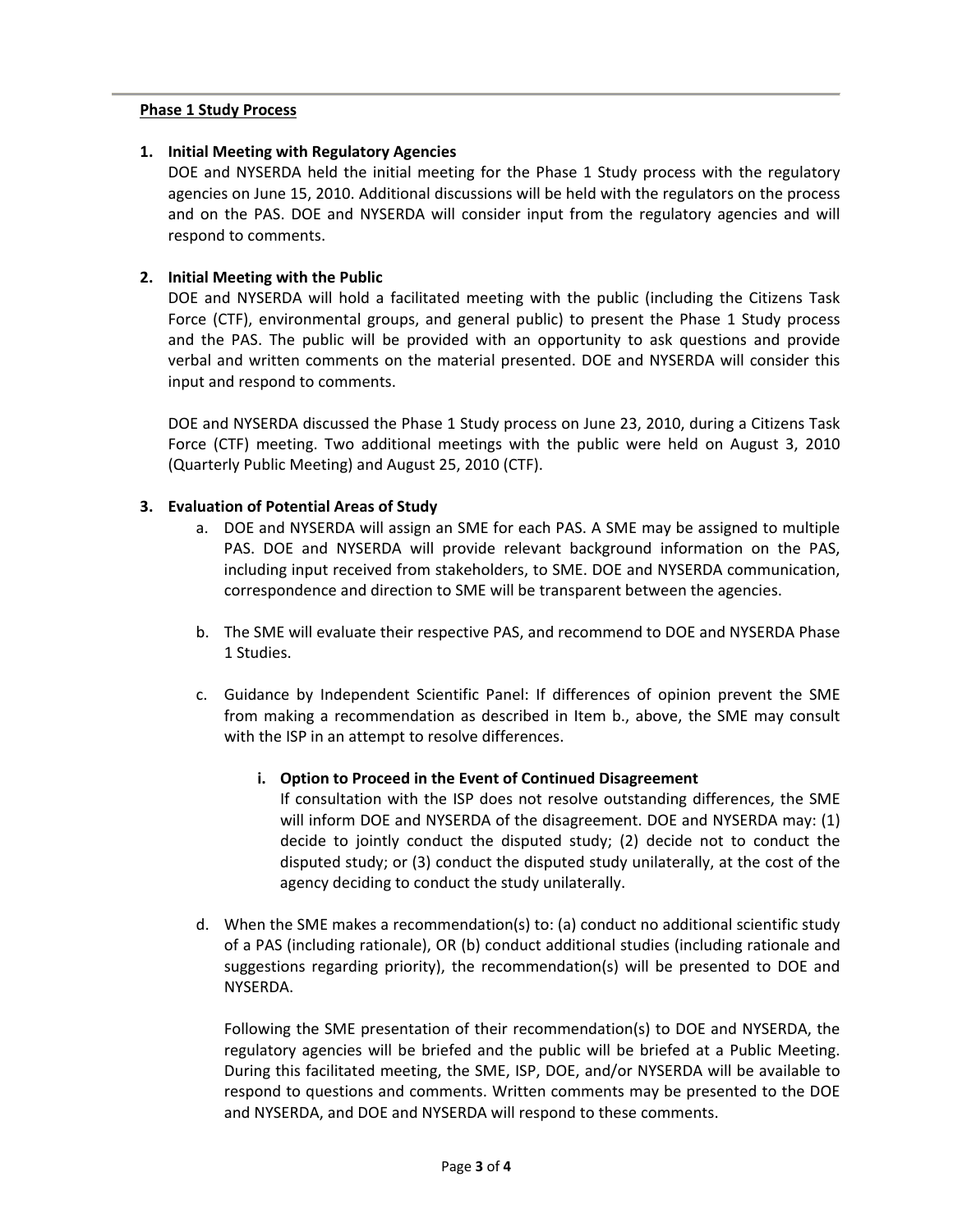**Phase 1 Study Process**

1. **Initial Meeting with Regulatory Agencies**

   DOE and NYSERDA held the initial meeting for the Phase 1 Study process with the regulatory agencies on June 15, 2010. Additional discussions will be held with the regulators on the process and on the PAS. DOE and NYSERDA will consider input from the regulatory agencies and will respond to comments.

2. **Initial Meeting with the Public**

   DOE and NYSERDA will hold a facilitated meeting with the public (including the Citizens Task Force (CTF), environmental groups, and general public) to present the Phase 1 Study process and the PAS. The public will be provided with an opportunity to ask questions and provide verbal and written comments on the material presented. DOE and NYSERDA will consider this input and respond to comments.

   DOE and NYSERDA discussed the Phase 1 Study process on June 23, 2010, during a Citizens Task Force (CTF) meeting. Two additional meetings with the public were held on August 3, 2010 (Quarterly Public Meeting) and August 25, 2010 (CTF).

3. **Evaluation of Potential Areas of Study**

   a. DOE and NYSERDA will assign an SME for each PAS. A SME may be assigned to multiple PAS. DOE and NYSERDA will provide relevant background information on the PAS, including input received from stakeholders, to SME. DOE and NYSERDA communication, correspondence and direction to SME will be transparent between the agencies.

   b. The SME will evaluate their respective PAS, and recommend to DOE and NYSERDA Phase 1 Studies.

   c. Guidance by Independent Scientific Panel: If differences of opinion prevent the SME from making a recommendation as described in Item b., above, the SME may consult with the ISP in an attempt to resolve differences.

      i. **Option to Proceed in the Event of Continued Disagreement**

         If consultation with the ISP does not resolve outstanding differences, the SME will inform DOE and NYSERDA of the disagreement. DOE and NYSERDA may: (1) decide to jointly conduct the disputed study; (2) decide not to conduct the disputed study; or (3) conduct the disputed study unilaterally, at the cost of the agency deciding to conduct the study unilaterally.

   d. When the SME makes a recommendation(s) to: (a) conduct no additional scientific study of a PAS (including rationale), OR (b) conduct additional studies (including rationale and suggestions regarding priority), the recommendation(s) will be presented to DOE and NYSERDA.

      Following the SME presentation of their recommendation(s) to DOE and NYSERDA, the regulatory agencies will be briefed and the public will be briefed at a Public Meeting. During this facilitated meeting, the SME, ISP, DOE, and/or NYSERDA will be available to respond to questions and comments. Written comments may be presented to the DOE and NYSERDA, and DOE and NYSERDA will respond to these comments.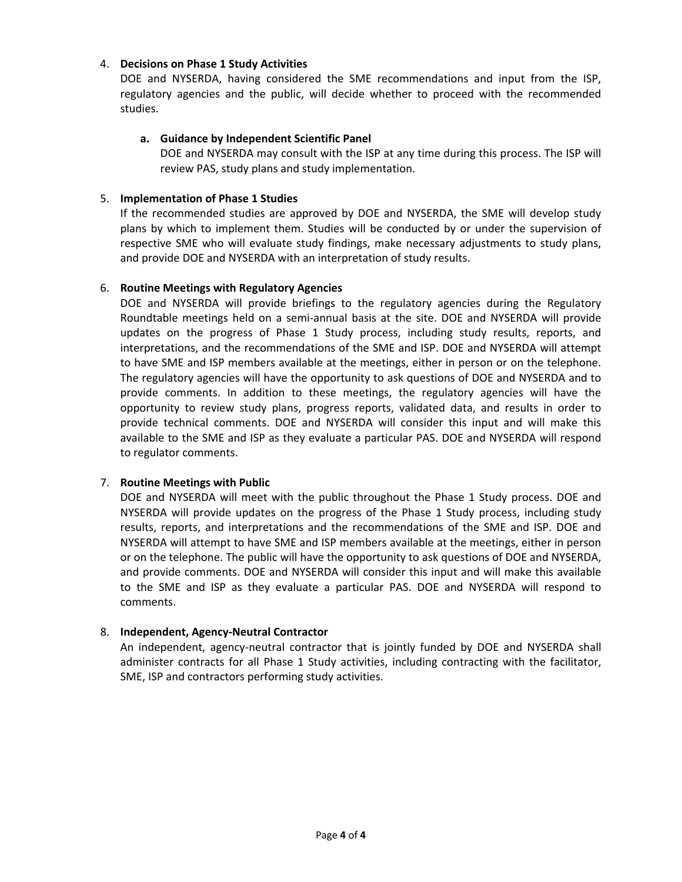4. **Decisions on Phase 1 Study Activities**
   DOE and NYSERDA, having considered the SME recommendations and input from the ISP, regulatory agencies and the public, will decide whether to proceed with the recommended studies.

   a. **Guidance by Independent Scientific Panel**
      DOE and NYSERDA may consult with the ISP at any time during this process. The ISP will review PAS, study plans and study implementation.

5. **Implementation of Phase 1 Studies**
   If the recommended studies are approved by DOE and NYSERDA, the SME will develop study plans by which to implement them. Studies will be conducted by or under the supervision of respective SME who will evaluate study findings, make necessary adjustments to study plans, and provide DOE and NYSERDA with an interpretation of study results.

6. **Routine Meetings with Regulatory Agencies**
   DOE and NYSERDA will provide briefings to the regulatory agencies during the Regulatory Roundtable meetings held on a semi-annual basis at the site. DOE and NYSERDA will provide updates on the progress of Phase 1 Study process, including study results, reports, and interpretations, and the recommendations of the SME and ISP. DOE and NYSERDA will attempt to have SME and ISP members available at the meetings, either in person or on the telephone. The regulatory agencies will have the opportunity to ask questions of DOE and NYSERDA and to provide comments. In addition to these meetings, the regulatory agencies will have the opportunity to review study plans, progress reports, validated data, and results in order to provide technical comments. DOE and NYSERDA will consider this input and will make this available to the SME and ISP as they evaluate a particular PAS. DOE and NYSERDA will respond to regulator comments.

7. **Routine Meetings with Public**
   DOE and NYSERDA will meet with the public throughout the Phase 1 Study process. DOE and NYSERDA will provide updates on the progress of the Phase 1 Study process, including study results, reports, and interpretations and the recommendations of the SME and ISP. DOE and NYSERDA will attempt to have SME and ISP members available at the meetings, either in person or on the telephone. The public will have the opportunity to ask questions of DOE and NYSERDA, and provide comments. DOE and NYSERDA will consider this input and will make this available to the SME and ISP as they evaluate a particular PAS. DOE and NYSERDA will respond to comments.

8. **Independent, Agency-Neutral Contractor**
   An independent, agency-neutral contractor that is jointly funded by DOE and NYSERDA shall administer contracts for all Phase 1 Study activities, including contracting with the facilitator, SME, ISP and contractors performing study activities.